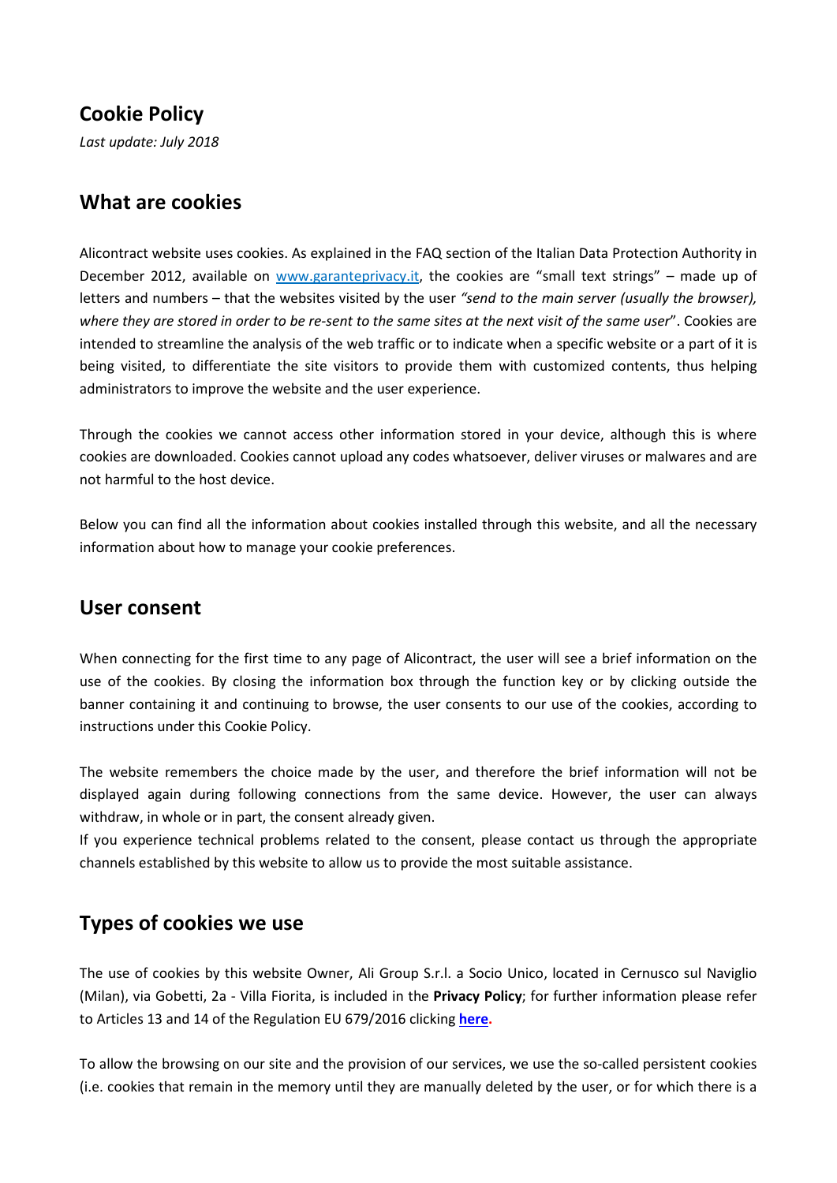## Cookie Policy

*Last update: July 2018*

## What are cookies

Alicontract website uses cookies. As explained in the FAQ section of the Italian Data Protection Authority in December 2012, available on [www.garanteprivacy.it](http://www.garanteprivacy.it), the cookies are "small text strings" – made up of letters and numbers – that the websites visited by the user *"send to the main server (usually the browser), where they are stored in order to be re-sent to the same sites at the next visit of the same user*". Cookies are intended to streamline the analysis of the web traffic or to indicate when a specific website or a part of it is being visited, to differentiate the site visitors to provide them with customized contents, thus helping administrators to improve the website and the user experience.

Through the cookies we cannot access other information stored in your device, although this is where cookies are downloaded. Cookies cannot upload any codes whatsoever, deliver viruses or malwares and are not harmful to the host device.

Below you can find all the information about cookies installed through this website, and all the necessary information about how to manage your cookie preferences.

## User consent

When connecting for the first time to any page of Alicontract, the user will see a brief information on the use of the cookies. By closing the information box through the function key or by clicking outside the banner containing it and continuing to browse, the user consents to our use of the cookies, according to instructions under this Cookie Policy.

The website remembers the choice made by the user, and therefore the brief information will not be displayed again during following connections from the same device. However, the user can always withdraw, in whole or in part, the consent already given.
If you experience technical problems related to the consent, please contact us through the appropriate channels established by this website to allow us to provide the most suitable assistance.

## Types of cookies we use

The use of cookies by this website Owner, Ali Group S.r.l. a Socio Unico, located in Cernusco sul Naviglio (Milan), via Gobetti, 2a - Villa Fiorita, is included in the **Privacy Policy**; for further information please refer to Articles 13 and 14 of the Regulation EU 679/2016 clicking **here**.

To allow the browsing on our site and the provision of our services, we use the so-called persistent cookies (i.e. cookies that remain in the memory until they are manually deleted by the user, or for which there is a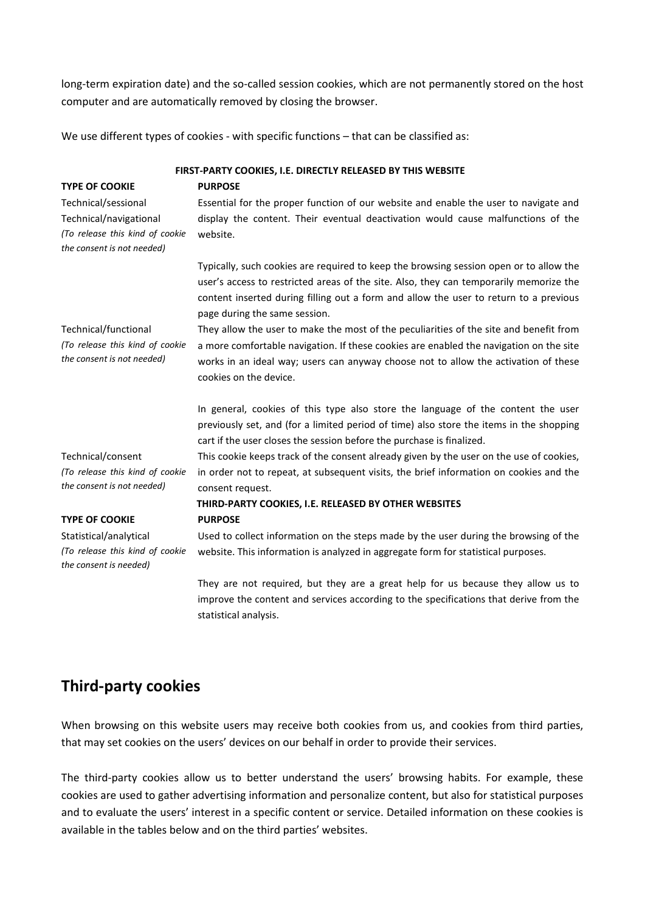long-term expiration date) and the so-called session cookies, which are not permanently stored on the host computer and are automatically removed by closing the browser.

We use different types of cookies - with specific functions – that can be classified as:

| **FIRST-PARTY COOKIES, I.E. DIRECTLY RELEASED BY THIS WEBSITE** | |
|---|---|
| **TYPE OF COOKIE** | **PURPOSE** |
| Technical/sessional<br>Technical/navigational<br>*(To release this kind of cookie the consent is not needed)* | Essential for the proper function of our website and enable the user to navigate and display the content. Their eventual deactivation would cause malfunctions of the website.<br><br>Typically, such cookies are required to keep the browsing session open or to allow the user's access to restricted areas of the site. Also, they can temporarily memorize the content inserted during filling out a form and allow the user to return to a previous page during the same session. |
| Technical/functional<br>*(To release this kind of cookie the consent is not needed)* | They allow the user to make the most of the peculiarities of the site and benefit from a more comfortable navigation. If these cookies are enabled the navigation on the site works in an ideal way; users can anyway choose not to allow the activation of these cookies on the device.<br><br>In general, cookies of this type also store the language of the content the user previously set, and (for a limited period of time) also store the items in the shopping cart if the user closes the session before the purchase is finalized. |
| Technical/consent<br>*(To release this kind of cookie the consent is not needed)* | This cookie keeps track of the consent already given by the user on the use of cookies, in order not to repeat, at subsequent visits, the brief information on cookies and the consent request. |
| **THIRD-PARTY COOKIES, I.E. RELEASED BY OTHER WEBSITES** | |
| **TYPE OF COOKIE** | **PURPOSE** |
| Statistical/analytical<br>*(To release this kind of cookie the consent is needed)* | Used to collect information on the steps made by the user during the browsing of the website. This information is analyzed in aggregate form for statistical purposes.<br><br>They are not required, but they are a great help for us because they allow us to improve the content and services according to the specifications that derive from the statistical analysis. |

## Third-party cookies

When browsing on this website users may receive both cookies from us, and cookies from third parties, that may set cookies on the users' devices on our behalf in order to provide their services.

The third-party cookies allow us to better understand the users' browsing habits. For example, these cookies are used to gather advertising information and personalize content, but also for statistical purposes and to evaluate the users' interest in a specific content or service. Detailed information on these cookies is available in the tables below and on the third parties' websites.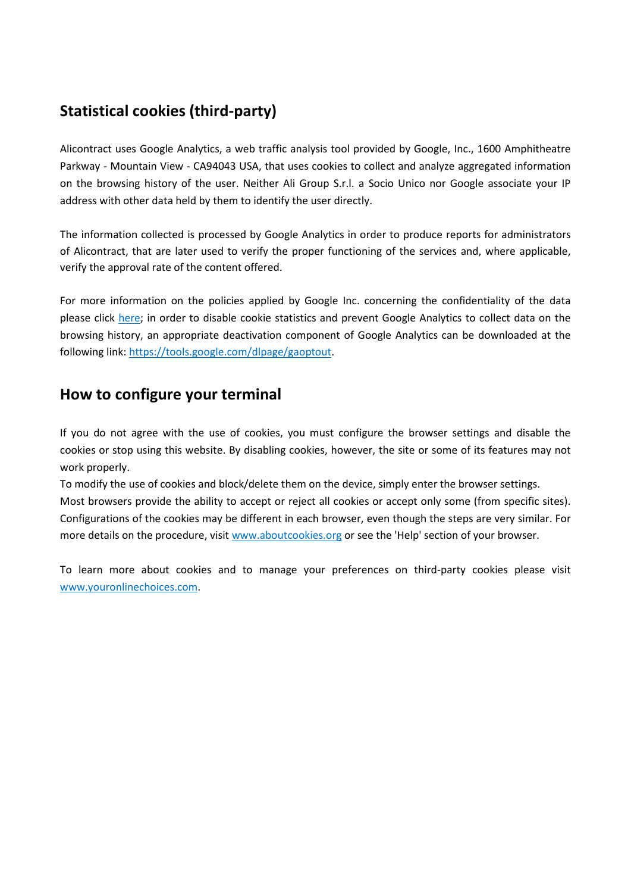## Statistical cookies (third-party)

Alicontract uses Google Analytics, a web traffic analysis tool provided by Google, Inc., 1600 Amphitheatre Parkway - Mountain View - CA94043 USA, that uses cookies to collect and analyze aggregated information on the browsing history of the user. Neither Ali Group S.r.l. a Socio Unico nor Google associate your IP address with other data held by them to identify the user directly.

The information collected is processed by Google Analytics in order to produce reports for administrators of Alicontract, that are later used to verify the proper functioning of the services and, where applicable, verify the approval rate of the content offered.

For more information on the policies applied by Google Inc. concerning the confidentiality of the data please click here; in order to disable cookie statistics and prevent Google Analytics to collect data on the browsing history, an appropriate deactivation component of Google Analytics can be downloaded at the following link: https://tools.google.com/dlpage/gaoptout.

## How to configure your terminal

If you do not agree with the use of cookies, you must configure the browser settings and disable the cookies or stop using this website. By disabling cookies, however, the site or some of its features may not work properly.
To modify the use of cookies and block/delete them on the device, simply enter the browser settings.
Most browsers provide the ability to accept or reject all cookies or accept only some (from specific sites). Configurations of the cookies may be different in each browser, even though the steps are very similar. For more details on the procedure, visit www.aboutcookies.org or see the 'Help' section of your browser.

To learn more about cookies and to manage your preferences on third-party cookies please visit www.youronlinechoices.com.